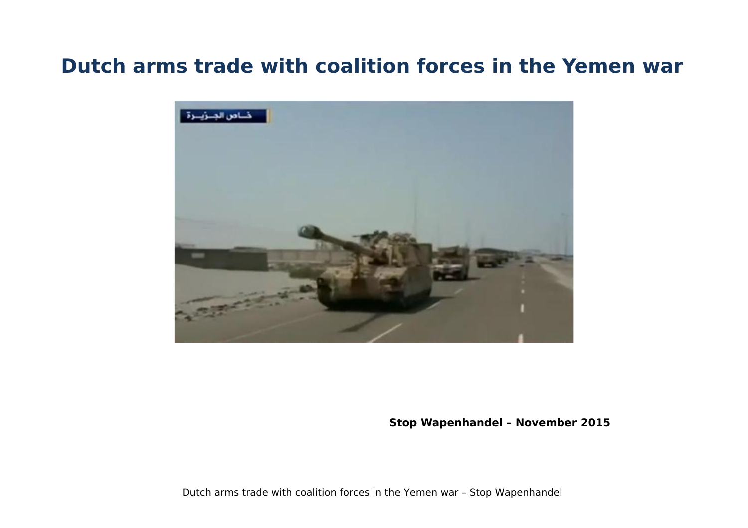# Dutch arms trade with coalition forces in the Yemen war

**Stop Wapenhandel – November 2015**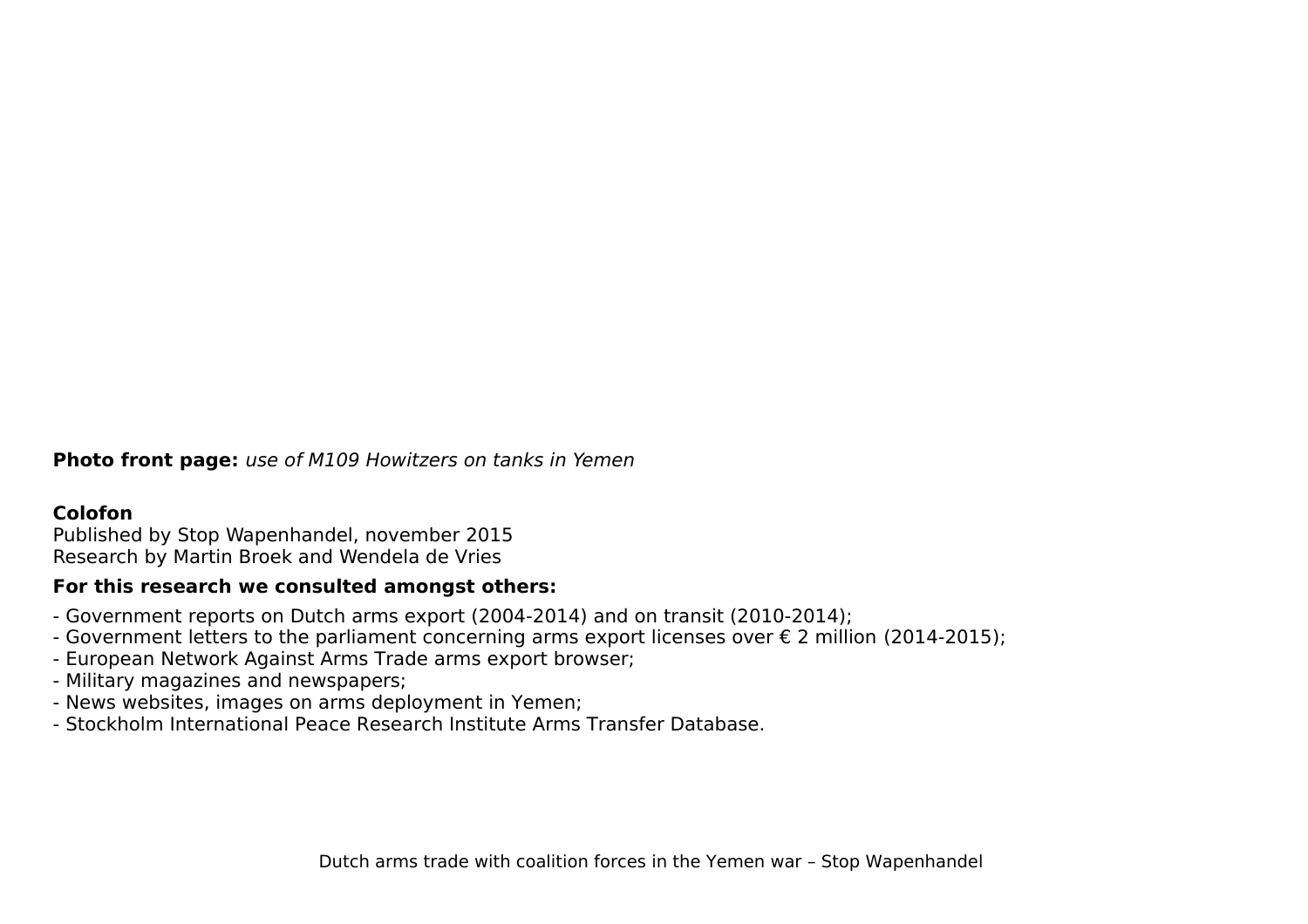**Photo front page:** *use of M109 Howitzers on tanks in Yemen*

**Colofon**

Published by Stop Wapenhandel, november 2015
Research by Martin Broek and Wendela de Vries

**For this research we consulted amongst others:**

- Government reports on Dutch arms export (2004-2014) and on transit (2010-2014);
- Government letters to the parliament concerning arms export licenses over € 2 million (2014-2015);
- European Network Against Arms Trade arms export browser;
- Military magazines and newspapers;
- News websites, images on arms deployment in Yemen;
- Stockholm International Peace Research Institute Arms Transfer Database.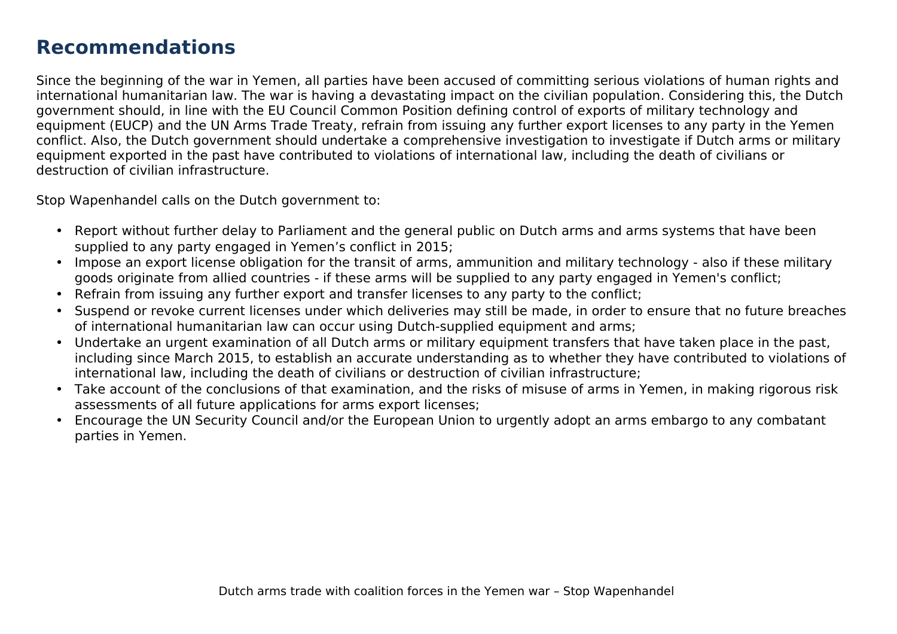## Recommendations

Since the beginning of the war in Yemen, all parties have been accused of committing serious violations of human rights and international humanitarian law. The war is having a devastating impact on the civilian population. Considering this, the Dutch government should, in line with the EU Council Common Position defining control of exports of military technology and equipment (EUCP) and the UN Arms Trade Treaty, refrain from issuing any further export licenses to any party in the Yemen conflict. Also, the Dutch government should undertake a comprehensive investigation to investigate if Dutch arms or military equipment exported in the past have contributed to violations of international law, including the death of civilians or destruction of civilian infrastructure.

Stop Wapenhandel calls on the Dutch government to:

- Report without further delay to Parliament and the general public on Dutch arms and arms systems that have been supplied to any party engaged in Yemen's conflict in 2015;
- Impose an export license obligation for the transit of arms, ammunition and military technology - also if these military goods originate from allied countries - if these arms will be supplied to any party engaged in Yemen's conflict;
- Refrain from issuing any further export and transfer licenses to any party to the conflict;
- Suspend or revoke current licenses under which deliveries may still be made, in order to ensure that no future breaches of international humanitarian law can occur using Dutch-supplied equipment and arms;
- Undertake an urgent examination of all Dutch arms or military equipment transfers that have taken place in the past, including since March 2015, to establish an accurate understanding as to whether they have contributed to violations of international law, including the death of civilians or destruction of civilian infrastructure;
- Take account of the conclusions of that examination, and the risks of misuse of arms in Yemen, in making rigorous risk assessments of all future applications for arms export licenses;
- Encourage the UN Security Council and/or the European Union to urgently adopt an arms embargo to any combatant parties in Yemen.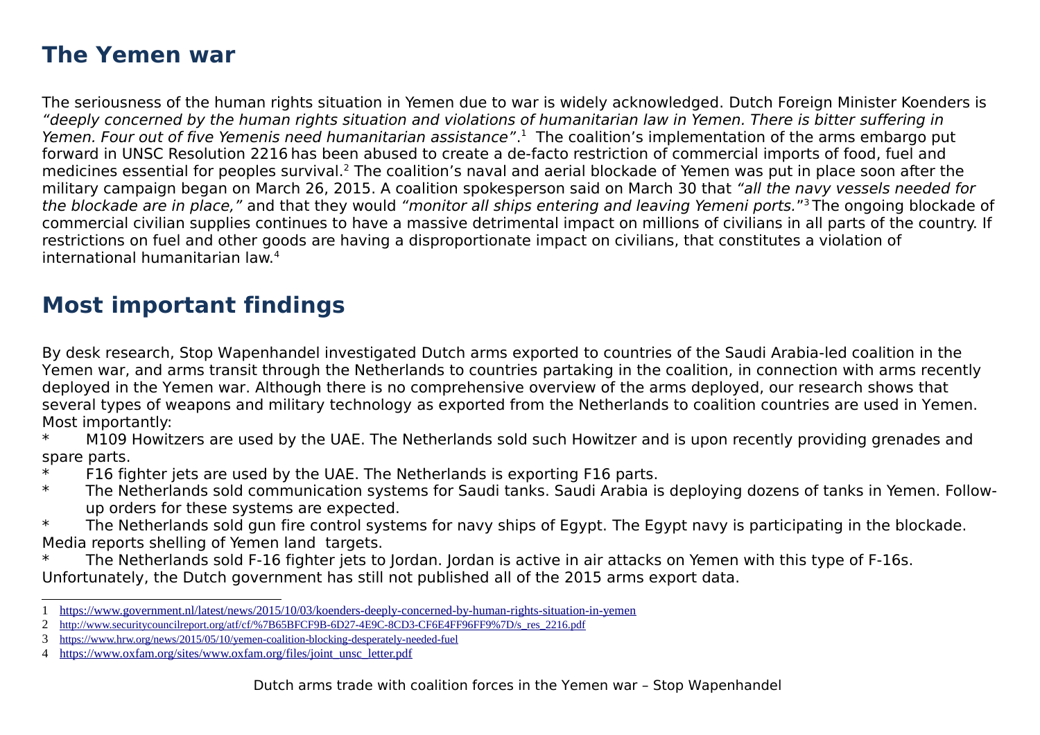## The Yemen war

The seriousness of the human rights situation in Yemen due to war is widely acknowledged. Dutch Foreign Minister Koenders is *"deeply concerned by the human rights situation and violations of humanitarian law in Yemen. There is bitter suffering in Yemen. Four out of five Yemenis need humanitarian assistance"*.[1] The coalition's implementation of the arms embargo put forward in UNSC Resolution 2216 has been abused to create a de-facto restriction of commercial imports of food, fuel and medicines essential for peoples survival.[2] The coalition's naval and aerial blockade of Yemen was put in place soon after the military campaign began on March 26, 2015. A coalition spokesperson said on March 30 that *"all the navy vessels needed for the blockade are in place,"* and that they would *"monitor all ships entering and leaving Yemeni ports."*[3] The ongoing blockade of commercial civilian supplies continues to have a massive detrimental impact on millions of civilians in all parts of the country. If restrictions on fuel and other goods are having a disproportionate impact on civilians, that constitutes a violation of international humanitarian law.[4]

## Most important findings

By desk research, Stop Wapenhandel investigated Dutch arms exported to countries of the Saudi Arabia-led coalition in the Yemen war, and arms transit through the Netherlands to countries partaking in the coalition, in connection with arms recently deployed in the Yemen war. Although there is no comprehensive overview of the arms deployed, our research shows that several types of weapons and military technology as exported from the Netherlands to coalition countries are used in Yemen. Most importantly:

* M109 Howitzers are used by the UAE. The Netherlands sold such Howitzer and is upon recently providing grenades and spare parts.
* F16 fighter jets are used by the UAE. The Netherlands is exporting F16 parts.
* The Netherlands sold communication systems for Saudi tanks. Saudi Arabia is deploying dozens of tanks in Yemen. Follow-up orders for these systems are expected.
* The Netherlands sold gun fire control systems for navy ships of Egypt. The Egypt navy is participating in the blockade. Media reports shelling of Yemen land targets.
* The Netherlands sold F-16 fighter jets to Jordan. Jordan is active in air attacks on Yemen with this type of F-16s.

Unfortunately, the Dutch government has still not published all of the 2015 arms export data.

---

1 https://www.government.nl/latest/news/2015/10/03/koenders-deeply-concerned-by-human-rights-situation-in-yemen
2 http://www.securitycouncilreport.org/atf/cf/%7B65BFCF9B-6D27-4E9C-8CD3-CF6E4FF96FF9%7D/s_res_2216.pdf
3 https://www.hrw.org/news/2015/05/10/yemen-coalition-blocking-desperately-needed-fuel
4 https://www.oxfam.org/sites/www.oxfam.org/files/joint_unsc_letter.pdf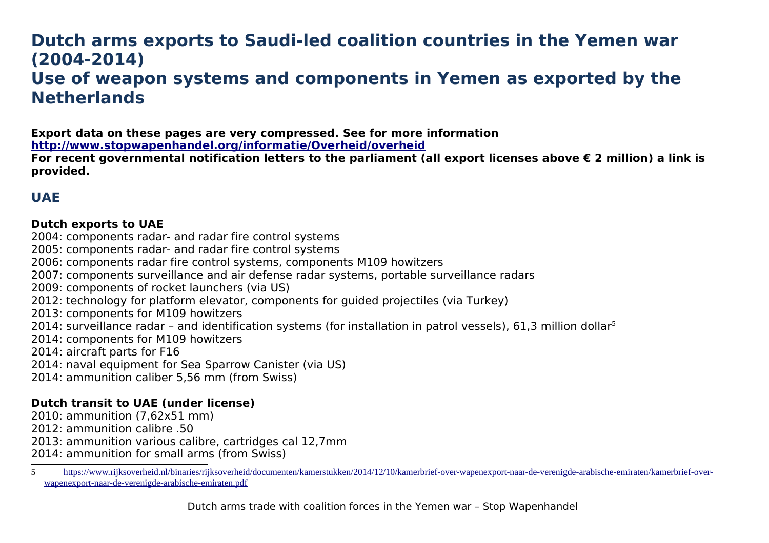# Dutch arms exports to Saudi-led coalition countries in the Yemen war (2004-2014)
# Use of weapon systems and components in Yemen as exported by the Netherlands

**Export data on these pages are very compressed. See for more information**
**[http://www.stopwapenhandel.org/informatie/Overheid/overheid](http://www.stopwapenhandel.org/informatie/Overheid/overheid)**
**For recent governmental notification letters to the parliament (all export licenses above € 2 million) a link is provided.**

## UAE

**Dutch exports to UAE**
2004: components radar- and radar fire control systems
2005: components radar- and radar fire control systems
2006: components radar fire control systems, components M109 howitzers
2007: components surveillance and air defense radar systems, portable surveillance radars
2009: components of rocket launchers (via US)
2012: technology for platform elevator, components for guided projectiles (via Turkey)
2013: components for M109 howitzers
2014: surveillance radar – and identification systems (for installation in patrol vessels), 61,3 million dollar[5]
2014: components for M109 howitzers
2014: aircraft parts for F16
2014: naval equipment for Sea Sparrow Canister (via US)
2014: ammunition caliber 5,56 mm (from Swiss)

**Dutch transit to UAE (under license)**
2010: ammunition (7,62x51 mm)
2012: ammunition calibre .50
2013: ammunition various calibre, cartridges cal 12,7mm
2014: ammunition for small arms (from Swiss)

---

5 [https://www.rijksoverheid.nl/binaries/rijksoverheid/documenten/kamerstukken/2014/12/10/kamerbrief-over-wapenexport-naar-de-verenigde-arabische-emiraten/kamerbrief-over-wapenexport-naar-de-verenigde-arabische-emiraten.pdf](https://www.rijksoverheid.nl/binaries/rijksoverheid/documenten/kamerstukken/2014/12/10/kamerbrief-over-wapenexport-naar-de-verenigde-arabische-emiraten/kamerbrief-over-wapenexport-naar-de-verenigde-arabische-emiraten.pdf)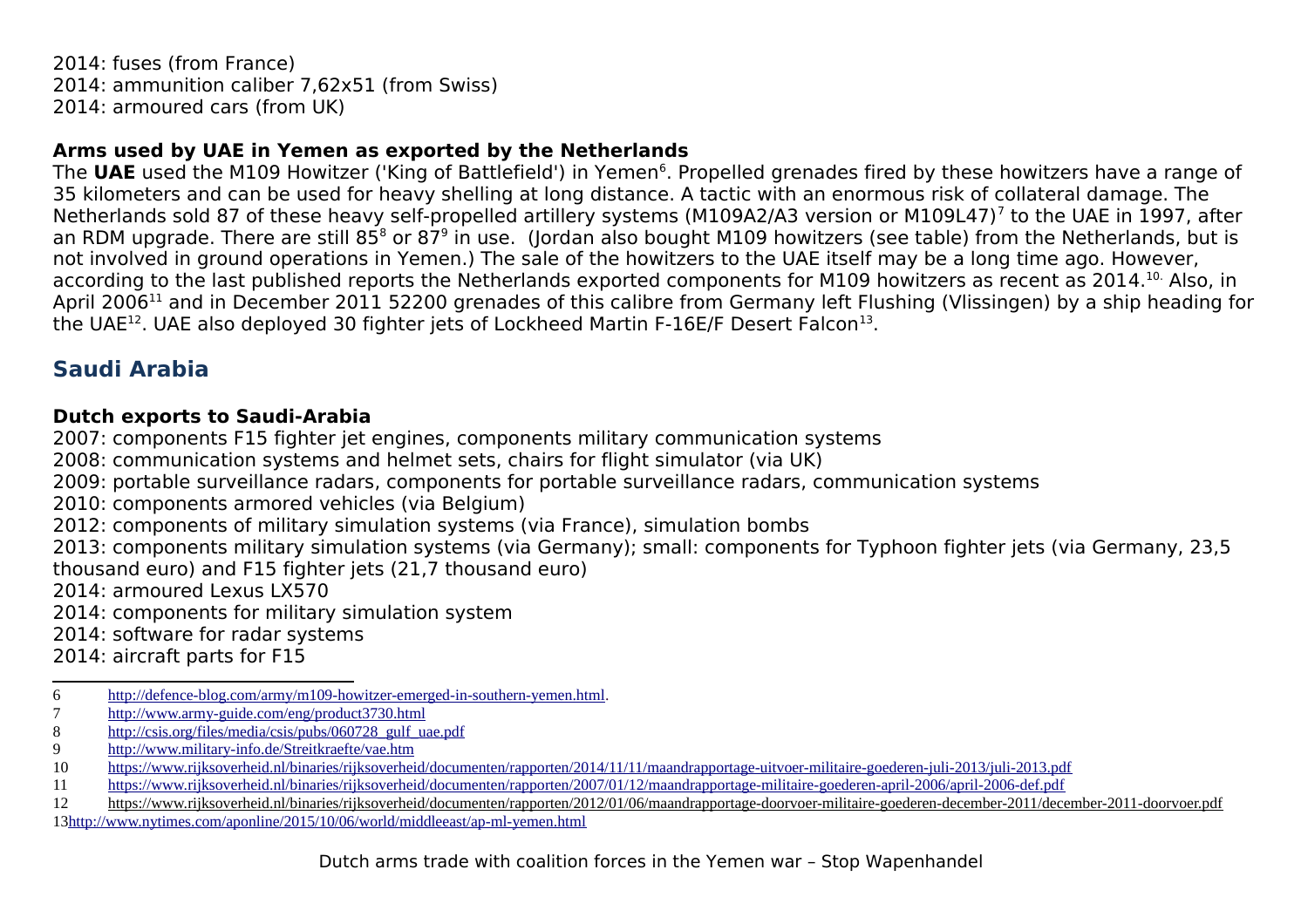2014: fuses (from France)
2014: ammunition caliber 7,62x51 (from Swiss)
2014: armoured cars (from UK)

**Arms used by UAE in Yemen as exported by the Netherlands**

The **UAE** used the M109 Howitzer ('King of Battlefield') in Yemen[6]. Propelled grenades fired by these howitzers have a range of 35 kilometers and can be used for heavy shelling at long distance. A tactic with an enormous risk of collateral damage. The Netherlands sold 87 of these heavy self-propelled artillery systems (M109A2/A3 version or M109L47)[7] to the UAE in 1997, after an RDM upgrade. There are still 85[8] or 87[9] in use. (Jordan also bought M109 howitzers (see table) from the Netherlands, but is not involved in ground operations in Yemen.) The sale of the howitzers to the UAE itself may be a long time ago. However, according to the last published reports the Netherlands exported components for M109 howitzers as recent as 2014.[10.] Also, in April 2006[11] and in December 2011 52200 grenades of this calibre from Germany left Flushing (Vlissingen) by a ship heading for the UAE[12]. UAE also deployed 30 fighter jets of Lockheed Martin F-16E/F Desert Falcon[13].

## Saudi Arabia

**Dutch exports to Saudi-Arabia**

2007: components F15 fighter jet engines, components military communication systems
2008: communication systems and helmet sets, chairs for flight simulator (via UK)
2009: portable surveillance radars, components for portable surveillance radars, communication systems
2010: components armored vehicles (via Belgium)
2012: components of military simulation systems (via France), simulation bombs
2013: components military simulation systems (via Germany); small: components for Typhoon fighter jets (via Germany, 23,5 thousand euro) and F15 fighter jets (21,7 thousand euro)
2014: armoured Lexus LX570
2014: components for military simulation system
2014: software for radar systems
2014: aircraft parts for F15

---

6 http://defence-blog.com/army/m109-howitzer-emerged-in-southern-yemen.html.
7 http://www.army-guide.com/eng/product3730.html
8 http://csis.org/files/media/csis/pubs/060728_gulf_uae.pdf
9 http://www.military-info.de/Streitkraefte/vae.htm
10 https://www.rijksoverheid.nl/binaries/rijksoverheid/documenten/rapporten/2014/11/11/maandrapportage-uitvoer-militaire-goederen-juli-2013/juli-2013.pdf
11 https://www.rijksoverheid.nl/binaries/rijksoverheid/documenten/rapporten/2007/01/12/maandrapportage-militaire-goederen-april-2006/april-2006-def.pdf
12 https://www.rijksoverheid.nl/binaries/rijksoverheid/documenten/rapporten/2012/01/06/maandrapportage-doorvoer-militaire-goederen-december-2011/december-2011-doorvoer.pdf
13 http://www.nytimes.com/aponline/2015/10/06/world/middleeast/ap-ml-yemen.html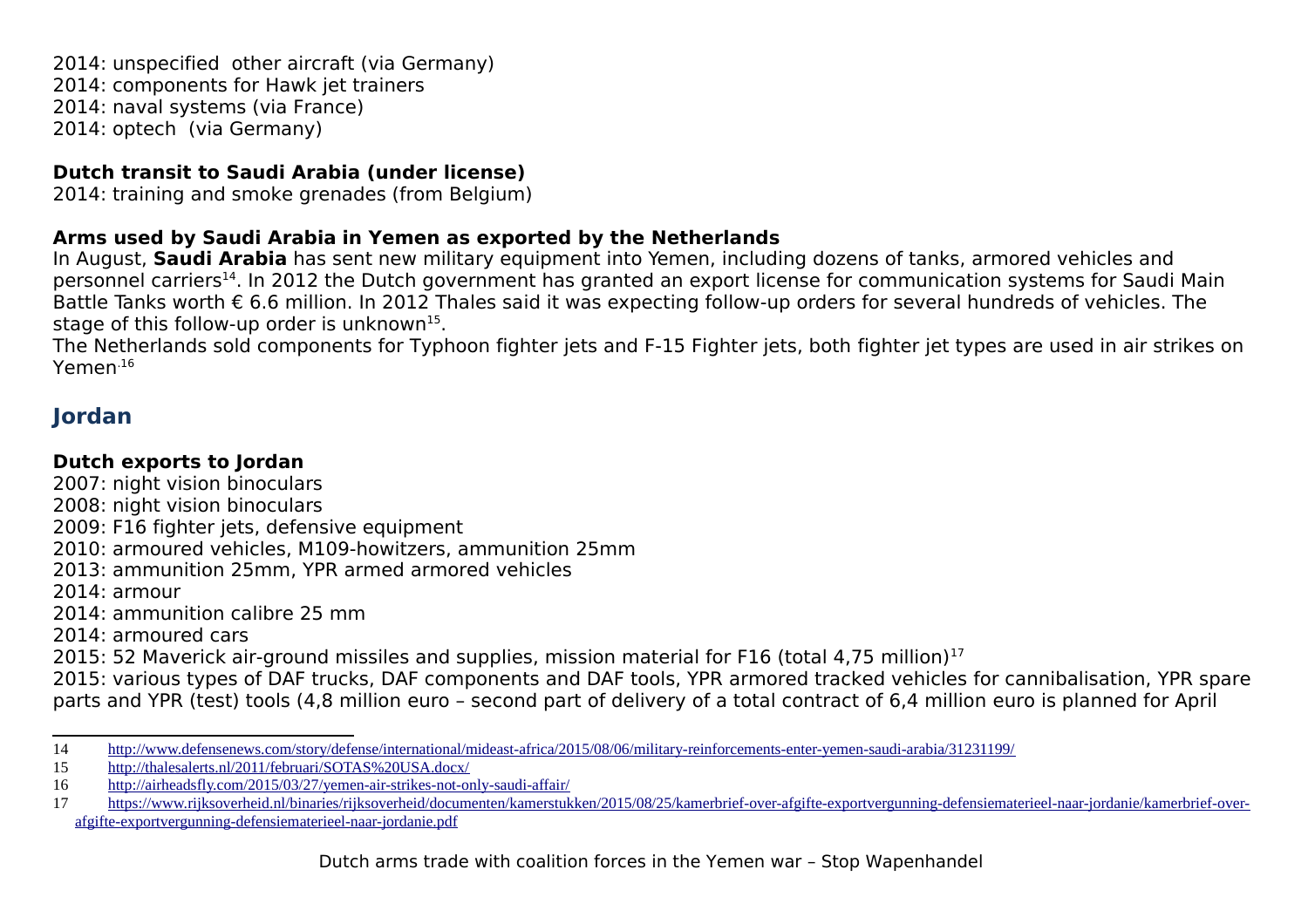2014: unspecified  other aircraft (via Germany)
2014: components for Hawk jet trainers
2014: naval systems (via France)
2014: optech  (via Germany)

**Dutch transit to Saudi Arabia (under license)**
2014: training and smoke grenades (from Belgium)

**Arms used by Saudi Arabia in Yemen as exported by the Netherlands**
In August, **Saudi Arabia** has sent new military equipment into Yemen, including dozens of tanks, armored vehicles and personnel carriers[14]. In 2012 the Dutch government has granted an export license for communication systems for Saudi Main Battle Tanks worth € 6.6 million. In 2012 Thales said it was expecting follow-up orders for several hundreds of vehicles. The stage of this follow-up order is unknown[15].
The Netherlands sold components for Typhoon fighter jets and F-15 Fighter jets, both fighter jet types are used in air strikes on Yemen.[16]

## Jordan

**Dutch exports to Jordan**
2007: night vision binoculars
2008: night vision binoculars
2009: F16 fighter jets, defensive equipment
2010: armoured vehicles, M109-howitzers, ammunition 25mm
2013: ammunition 25mm, YPR armed armored vehicles
2014: armour
2014: ammunition calibre 25 mm
2014: armoured cars
2015: 52 Maverick air-ground missiles and supplies, mission material for F16 (total 4,75 million)[17]
2015: various types of DAF trucks, DAF components and DAF tools, YPR armored tracked vehicles for cannibalisation, YPR spare parts and YPR (test) tools (4,8 million euro – second part of delivery of a total contract of 6,4 million euro is planned for April

---

14 http://www.defensenews.com/story/defense/international/mideast-africa/2015/08/06/military-reinforcements-enter-yemen-saudi-arabia/31231199/
15 http://thalesalerts.nl/2011/februari/SOTAS%20USA.docx/
16 http://airheadsfly.com/2015/03/27/yemen-air-strikes-not-only-saudi-affair/
17 https://www.rijksoverheid.nl/binaries/rijksoverheid/documenten/kamerstukken/2015/08/25/kamerbrief-over-afgifte-exportvergunning-defensiematerieel-naar-jordanie/kamerbrief-over-afgifte-exportvergunning-defensiematerieel-naar-jordanie.pdf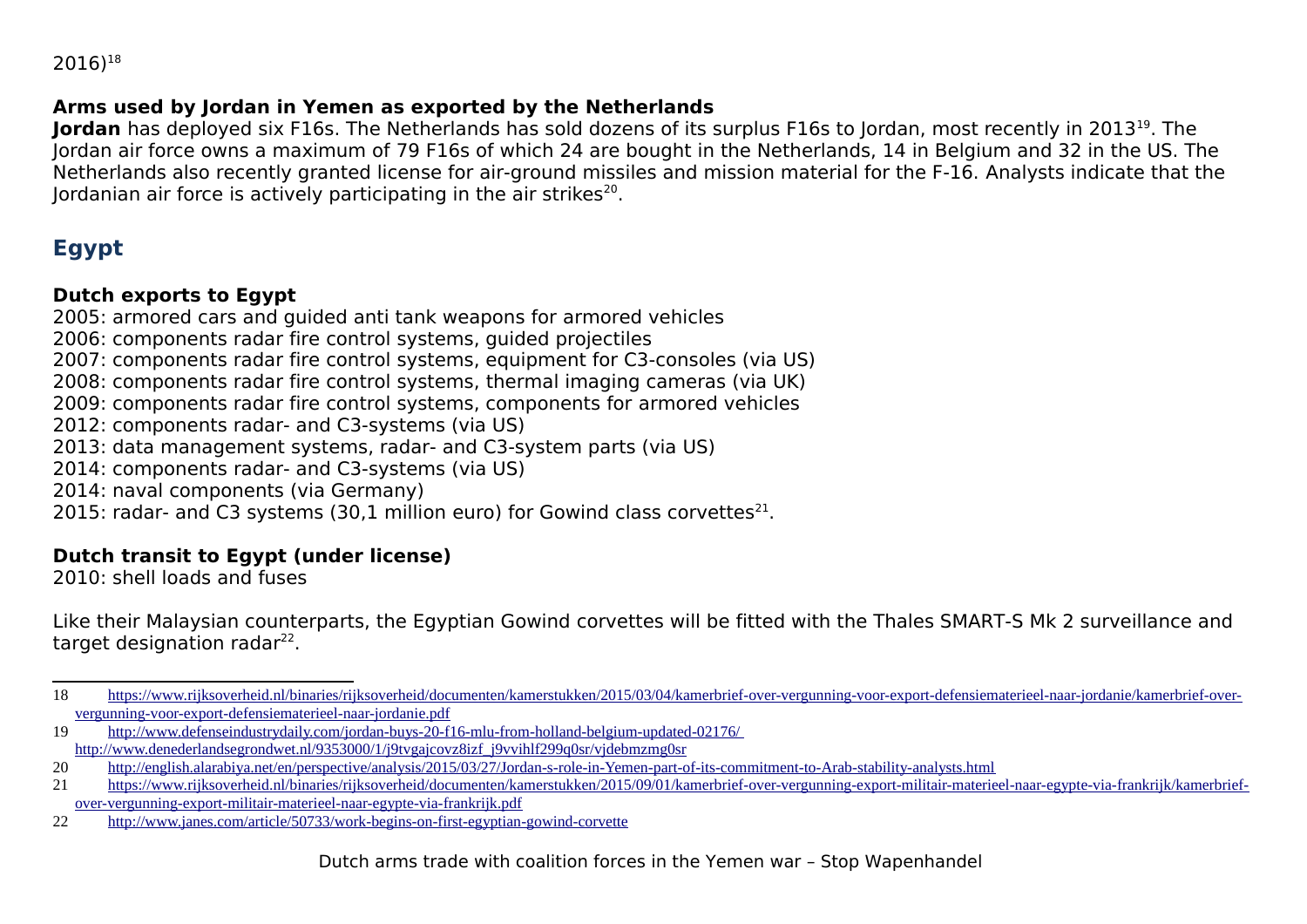2016)[18]

### Arms used by Jordan in Yemen as exported by the Netherlands

**Jordan** has deployed six F16s. The Netherlands has sold dozens of its surplus F16s to Jordan, most recently in 2013[19]. The Jordan air force owns a maximum of 79 F16s of which 24 are bought in the Netherlands, 14 in Belgium and 32 in the US. The Netherlands also recently granted license for air-ground missiles and mission material for the F-16. Analysts indicate that the Jordanian air force is actively participating in the air strikes[20].

## Egypt

### Dutch exports to Egypt

2005: armored cars and guided anti tank weapons for armored vehicles
2006: components radar fire control systems, guided projectiles
2007: components radar fire control systems, equipment for C3-consoles (via US)
2008: components radar fire control systems, thermal imaging cameras (via UK)
2009: components radar fire control systems, components for armored vehicles
2012: components radar- and C3-systems (via US)
2013: data management systems, radar- and C3-system parts (via US)
2014: components radar- and C3-systems (via US)
2014: naval components (via Germany)
2015: radar- and C3 systems (30,1 million euro) for Gowind class corvettes[21].

### Dutch transit to Egypt (under license)

2010: shell loads and fuses

Like their Malaysian counterparts, the Egyptian Gowind corvettes will be fitted with the Thales SMART-S Mk 2 surveillance and target designation radar[22].

---

18 https://www.rijksoverheid.nl/binaries/rijksoverheid/documenten/kamerstukken/2015/03/04/kamerbrief-over-vergunning-voor-export-defensiematerieel-naar-jordanie/kamerbrief-over-vergunning-voor-export-defensiematerieel-naar-jordanie.pdf

19 http://www.defenseindustrydaily.com/jordan-buys-20-f16-mlu-from-holland-belgium-updated-02176/
http://www.denederlandsegrondwet.nl/9353000/1/j9tvgajcovz8izf_j9vvihlf299q0sr/vjdebmzmg0sr

20 http://english.alarabiya.net/en/perspective/analysis/2015/03/27/Jordan-s-role-in-Yemen-part-of-its-commitment-to-Arab-stability-analysts.html

21 https://www.rijksoverheid.nl/binaries/rijksoverheid/documenten/kamerstukken/2015/09/01/kamerbrief-over-vergunning-export-militair-materieel-naar-egypte-via-frankrijk/kamerbrief-over-vergunning-export-militair-materieel-naar-egypte-via-frankrijk.pdf

22 http://www.janes.com/article/50733/work-begins-on-first-egyptian-gowind-corvette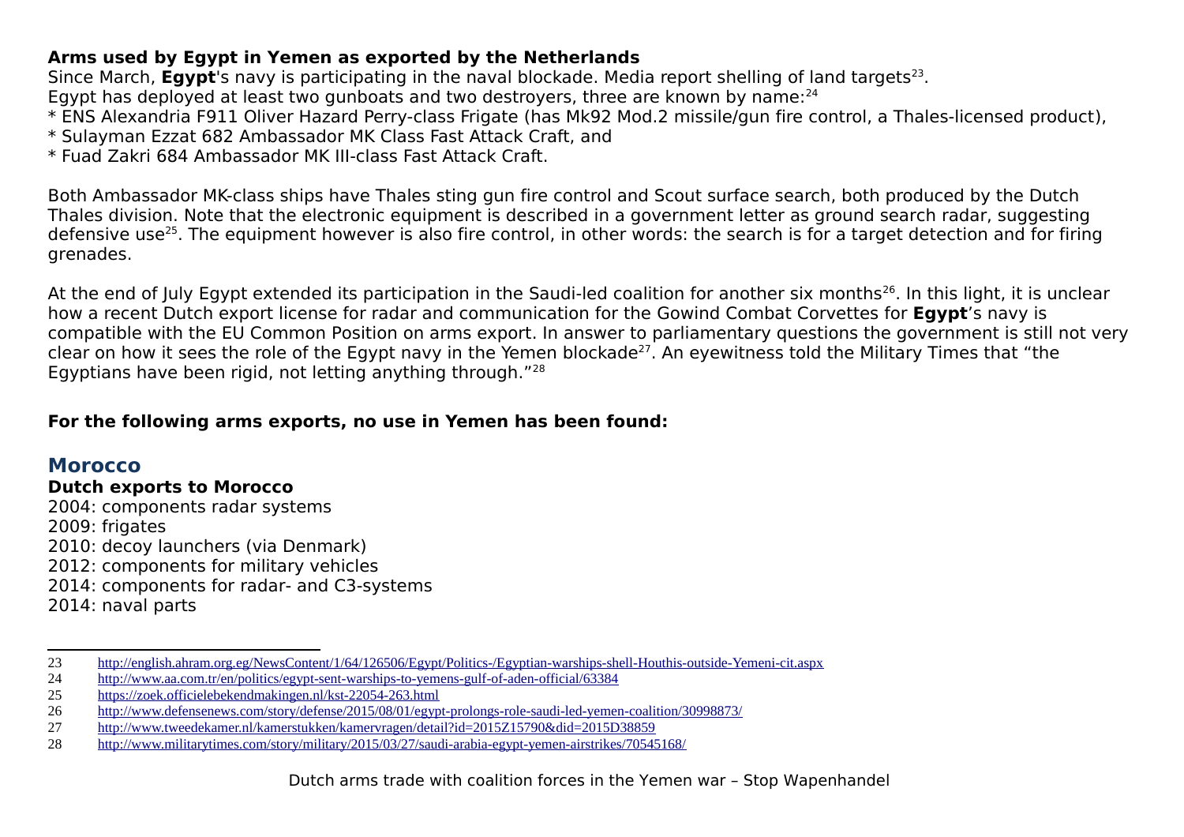**Arms used by Egypt in Yemen as exported by the Netherlands**

Since March, **Egypt**'s navy is participating in the naval blockade. Media report shelling of land targets[23].
Egypt has deployed at least two gunboats and two destroyers, three are known by name:[24]

* ENS Alexandria F911 Oliver Hazard Perry-class Frigate (has Mk92 Mod.2 missile/gun fire control, a Thales-licensed product),
* Sulayman Ezzat 682 Ambassador MK Class Fast Attack Craft, and
* Fuad Zakri 684 Ambassador MK III-class Fast Attack Craft.

Both Ambassador MK-class ships have Thales sting gun fire control and Scout surface search, both produced by the Dutch Thales division. Note that the electronic equipment is described in a government letter as ground search radar, suggesting defensive use[25]. The equipment however is also fire control, in other words: the search is for a target detection and for firing grenades.

At the end of July Egypt extended its participation in the Saudi-led coalition for another six months[26]. In this light, it is unclear how a recent Dutch export license for radar and communication for the Gowind Combat Corvettes for **Egypt**'s navy is compatible with the EU Common Position on arms export. In answer to parliamentary questions the government is still not very clear on how it sees the role of the Egypt navy in the Yemen blockade[27]. An eyewitness told the Military Times that "the Egyptians have been rigid, not letting anything through."[28]

**For the following arms exports, no use in Yemen has been found:**

## Morocco

**Dutch exports to Morocco**

2004: components radar systems
2009: frigates
2010: decoy launchers (via Denmark)
2012: components for military vehicles
2014: components for radar- and C3-systems
2014: naval parts

---

23 http://english.ahram.org.eg/NewsContent/1/64/126506/Egypt/Politics-/Egyptian-warships-shell-Houthis-outside-Yemeni-cit.aspx
24 http://www.aa.com.tr/en/politics/egypt-sent-warships-to-yemens-gulf-of-aden-official/63384
25 https://zoek.officielebekendmakingen.nl/kst-22054-263.html
26 http://www.defensenews.com/story/defense/2015/08/01/egypt-prolongs-role-saudi-led-yemen-coalition/30998873/
27 http://www.tweedekamer.nl/kamerstukken/kamervragen/detail?id=2015Z15790&did=2015D38859
28 http://www.militarytimes.com/story/military/2015/03/27/saudi-arabia-egypt-yemen-airstrikes/70545168/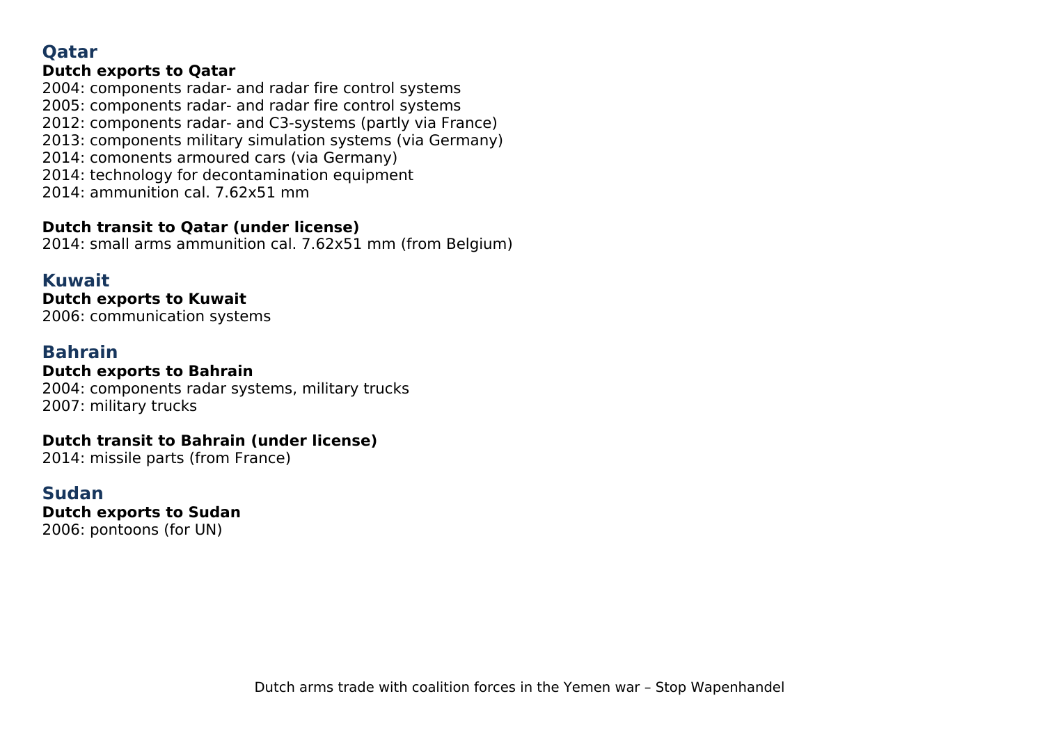## Qatar

**Dutch exports to Qatar**

2004: components radar- and radar fire control systems
2005: components radar- and radar fire control systems
2012: components radar- and C3-systems (partly via France)
2013: components military simulation systems (via Germany)
2014: comonents armoured cars (via Germany)
2014: technology for decontamination equipment
2014: ammunition cal. 7.62x51 mm

**Dutch transit to Qatar (under license)**

2014: small arms ammunition cal. 7.62x51 mm (from Belgium)

## Kuwait

**Dutch exports to Kuwait**

2006: communication systems

## Bahrain

**Dutch exports to Bahrain**

2004: components radar systems, military trucks
2007: military trucks

**Dutch transit to Bahrain (under license)**

2014: missile parts (from France)

## Sudan

**Dutch exports to Sudan**

2006: pontoons (for UN)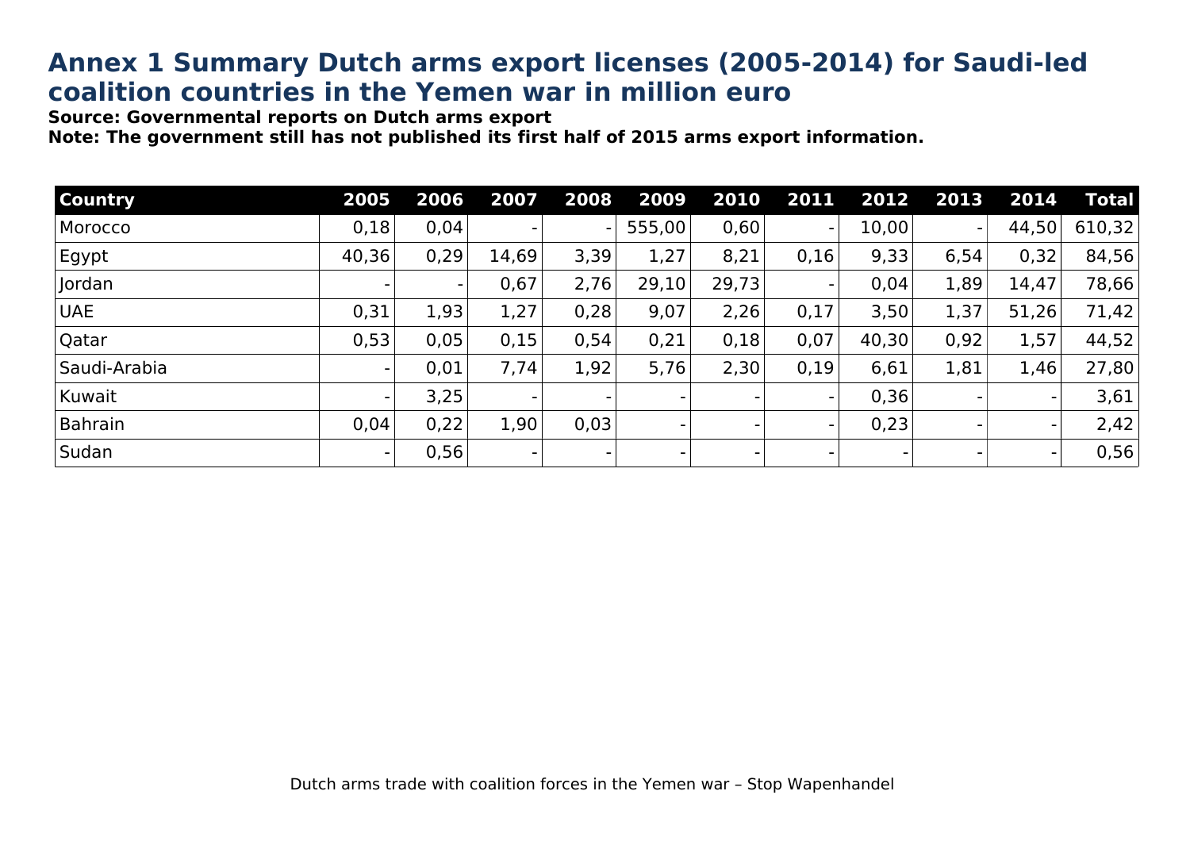# Annex 1 Summary Dutch arms export licenses (2005-2014) for Saudi-led coalition countries in the Yemen war in million euro

**Source: Governmental reports on Dutch arms export**
**Note: The government still has not published its first half of 2015 arms export information.**

| Country | 2005 | 2006 | 2007 | 2008 | 2009 | 2010 | 2011 | 2012 | 2013 | 2014 | Total |
|---|---|---|---|---|---|---|---|---|---|---|---|
| Morocco | 0,18 | 0,04 | - | - | 555,00 | 0,60 | - | 10,00 | - | 44,50 | 610,32 |
| Egypt | 40,36 | 0,29 | 14,69 | 3,39 | 1,27 | 8,21 | 0,16 | 9,33 | 6,54 | 0,32 | 84,56 |
| Jordan | - | - | 0,67 | 2,76 | 29,10 | 29,73 | - | 0,04 | 1,89 | 14,47 | 78,66 |
| UAE | 0,31 | 1,93 | 1,27 | 0,28 | 9,07 | 2,26 | 0,17 | 3,50 | 1,37 | 51,26 | 71,42 |
| Qatar | 0,53 | 0,05 | 0,15 | 0,54 | 0,21 | 0,18 | 0,07 | 40,30 | 0,92 | 1,57 | 44,52 |
| Saudi-Arabia | - | 0,01 | 7,74 | 1,92 | 5,76 | 2,30 | 0,19 | 6,61 | 1,81 | 1,46 | 27,80 |
| Kuwait | - | 3,25 | - | - | - | - | - | 0,36 | - | - | 3,61 |
| Bahrain | 0,04 | 0,22 | 1,90 | 0,03 | - | - | - | 0,23 | - | - | 2,42 |
| Sudan | - | 0,56 | - | - | - | - | - | - | - | - | 0,56 |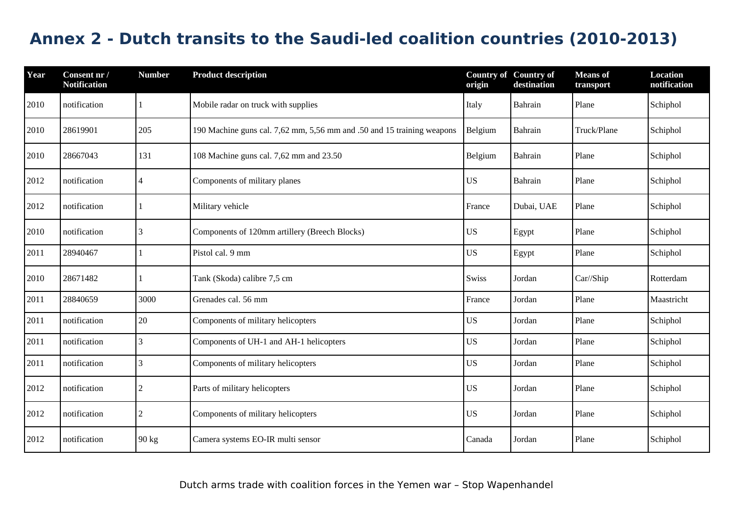# Annex 2 - Dutch transits to the Saudi-led coalition countries (2010-2013)

| Year | Consent nr / Notification | Number | Product description | Country of origin | Country of destination | Means of transport | Location notification |
|---|---|---|---|---|---|---|---|
| 2010 | notification | 1 | Mobile radar on truck with supplies | Italy | Bahrain | Plane | Schiphol |
| 2010 | 28619901 | 205 | 190 Machine guns cal. 7,62 mm, 5,56 mm and .50 and 15 training weapons | Belgium | Bahrain | Truck/Plane | Schiphol |
| 2010 | 28667043 | 131 | 108 Machine guns cal. 7,62 mm and 23.50 | Belgium | Bahrain | Plane | Schiphol |
| 2012 | notification | 4 | Components of military planes | US | Bahrain | Plane | Schiphol |
| 2012 | notification | 1 | Military vehicle | France | Dubai, UAE | Plane | Schiphol |
| 2010 | notification | 3 | Components of 120mm artillery (Breech Blocks) | US | Egypt | Plane | Schiphol |
| 2011 | 28940467 | 1 | Pistol cal. 9 mm | US | Egypt | Plane | Schiphol |
| 2010 | 28671482 | 1 | Tank (Skoda) calibre 7,5 cm | Swiss | Jordan | Car//Ship | Rotterdam |
| 2011 | 28840659 | 3000 | Grenades cal. 56 mm | France | Jordan | Plane | Maastricht |
| 2011 | notification | 20 | Components of military helicopters | US | Jordan | Plane | Schiphol |
| 2011 | notification | 3 | Components of UH-1 and AH-1 helicopters | US | Jordan | Plane | Schiphol |
| 2011 | notification | 3 | Components of military helicopters | US | Jordan | Plane | Schiphol |
| 2012 | notification | 2 | Parts of military helicopters | US | Jordan | Plane | Schiphol |
| 2012 | notification | 2 | Components of military helicopters | US | Jordan | Plane | Schiphol |
| 2012 | notification | 90 kg | Camera systems EO-IR multi sensor | Canada | Jordan | Plane | Schiphol |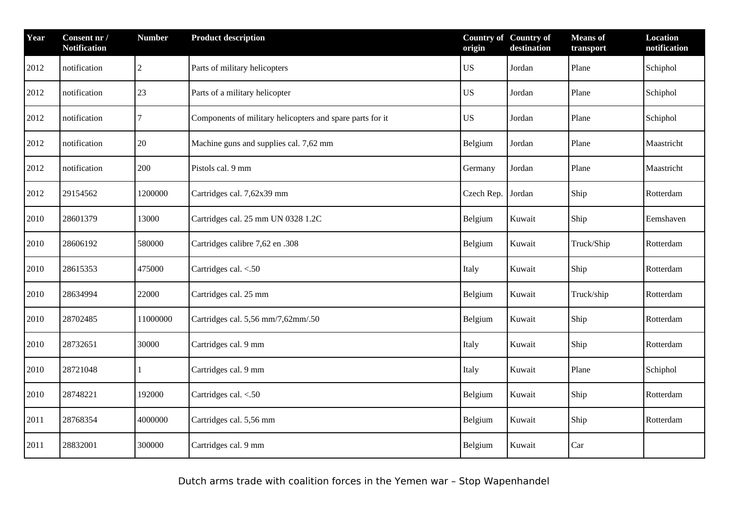| Year | Consent nr / Notification | Number | Product description | Country of origin | Country of destination | Means of transport | Location notification |
|---|---|---|---|---|---|---|---|
| 2012 | notification | 2 | Parts of military helicopters | US | Jordan | Plane | Schiphol |
| 2012 | notification | 23 | Parts of a military helicopter | US | Jordan | Plane | Schiphol |
| 2012 | notification | 7 | Components of military helicopters and spare parts for it | US | Jordan | Plane | Schiphol |
| 2012 | notification | 20 | Machine guns and supplies cal. 7,62 mm | Belgium | Jordan | Plane | Maastricht |
| 2012 | notification | 200 | Pistols cal. 9 mm | Germany | Jordan | Plane | Maastricht |
| 2012 | 29154562 | 1200000 | Cartridges cal. 7,62x39 mm | Czech Rep. | Jordan | Ship | Rotterdam |
| 2010 | 28601379 | 13000 | Cartridges cal. 25 mm UN 0328 1.2C | Belgium | Kuwait | Ship | Eemshaven |
| 2010 | 28606192 | 580000 | Cartridges calibre 7,62 en .308 | Belgium | Kuwait | Truck/Ship | Rotterdam |
| 2010 | 28615353 | 475000 | Cartridges cal. <.50 | Italy | Kuwait | Ship | Rotterdam |
| 2010 | 28634994 | 22000 | Cartridges cal. 25 mm | Belgium | Kuwait | Truck/ship | Rotterdam |
| 2010 | 28702485 | 11000000 | Cartridges cal. 5,56 mm/7,62mm/.50 | Belgium | Kuwait | Ship | Rotterdam |
| 2010 | 28732651 | 30000 | Cartridges cal. 9 mm | Italy | Kuwait | Ship | Rotterdam |
| 2010 | 28721048 | 1 | Cartridges cal. 9 mm | Italy | Kuwait | Plane | Schiphol |
| 2010 | 28748221 | 192000 | Cartridges cal. <.50 | Belgium | Kuwait | Ship | Rotterdam |
| 2011 | 28768354 | 4000000 | Cartridges cal. 5,56 mm | Belgium | Kuwait | Ship | Rotterdam |
| 2011 | 28832001 | 300000 | Cartridges cal. 9 mm | Belgium | Kuwait | Car | |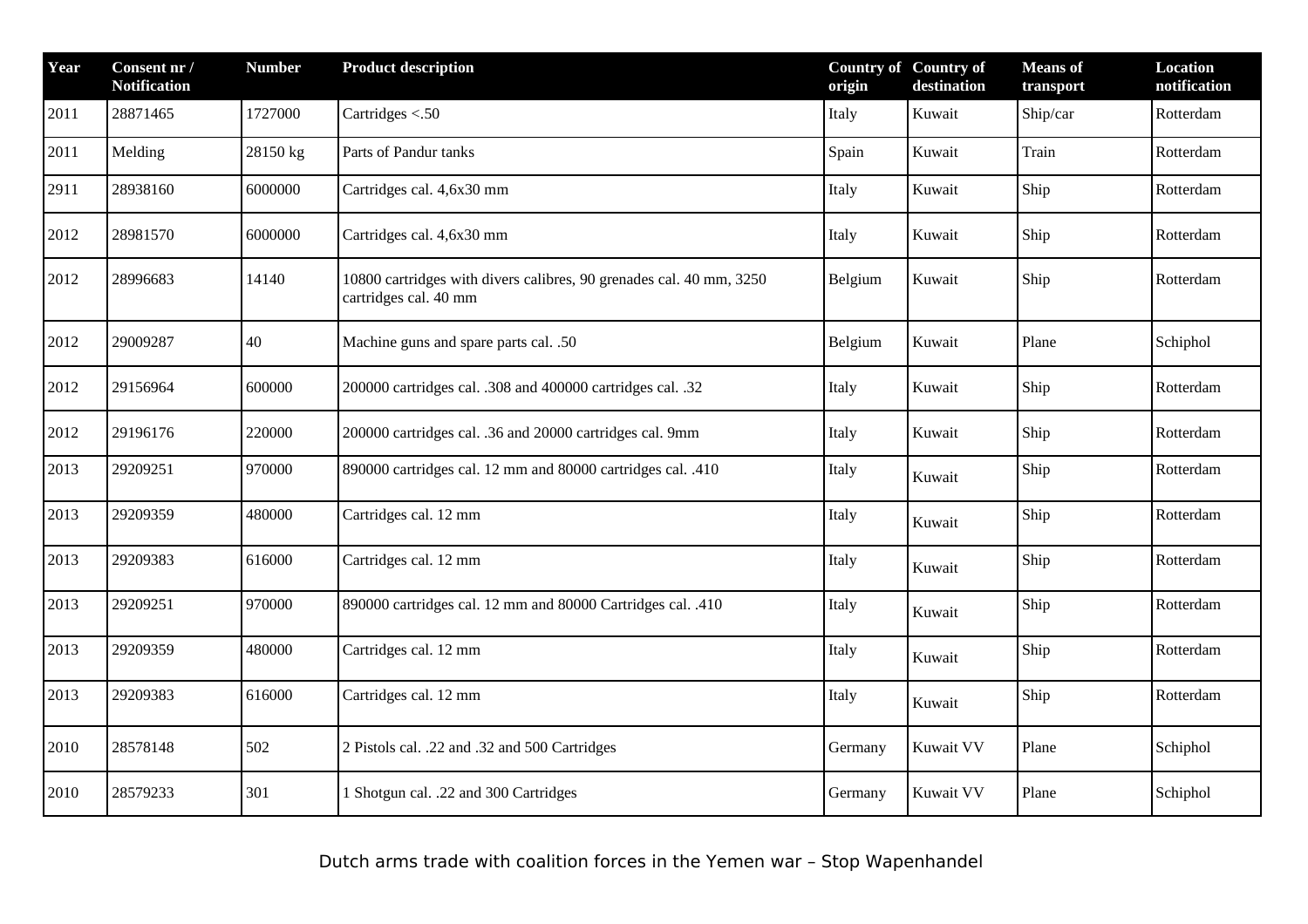| Year | Consent nr / Notification | Number | Product description | Country of origin | Country of destination | Means of transport | Location notification |
|---|---|---|---|---|---|---|---|
| 2011 | 28871465 | 1727000 | Cartridges <.50 | Italy | Kuwait | Ship/car | Rotterdam |
| 2011 | Melding | 28150 kg | Parts of Pandur tanks | Spain | Kuwait | Train | Rotterdam |
| 2911 | 28938160 | 6000000 | Cartridges cal. 4,6x30 mm | Italy | Kuwait | Ship | Rotterdam |
| 2012 | 28981570 | 6000000 | Cartridges cal. 4,6x30 mm | Italy | Kuwait | Ship | Rotterdam |
| 2012 | 28996683 | 14140 | 10800 cartridges with divers calibres, 90 grenades cal. 40 mm, 3250 cartridges cal. 40 mm | Belgium | Kuwait | Ship | Rotterdam |
| 2012 | 29009287 | 40 | Machine guns and spare parts cal. .50 | Belgium | Kuwait | Plane | Schiphol |
| 2012 | 29156964 | 600000 | 200000 cartridges cal. .308 and 400000 cartridges cal. .32 | Italy | Kuwait | Ship | Rotterdam |
| 2012 | 29196176 | 220000 | 200000 cartridges cal. .36 and 20000 cartridges cal. 9mm | Italy | Kuwait | Ship | Rotterdam |
| 2013 | 29209251 | 970000 | 890000 cartridges cal. 12 mm and 80000 cartridges cal. .410 | Italy | Kuwait | Ship | Rotterdam |
| 2013 | 29209359 | 480000 | Cartridges cal. 12 mm | Italy | Kuwait | Ship | Rotterdam |
| 2013 | 29209383 | 616000 | Cartridges cal. 12 mm | Italy | Kuwait | Ship | Rotterdam |
| 2013 | 29209251 | 970000 | 890000 cartridges cal. 12 mm and 80000 Cartridges cal. .410 | Italy | Kuwait | Ship | Rotterdam |
| 2013 | 29209359 | 480000 | Cartridges cal. 12 mm | Italy | Kuwait | Ship | Rotterdam |
| 2013 | 29209383 | 616000 | Cartridges cal. 12 mm | Italy | Kuwait | Ship | Rotterdam |
| 2010 | 28578148 | 502 | 2 Pistols cal. .22 and .32 and 500 Cartridges | Germany | Kuwait VV | Plane | Schiphol |
| 2010 | 28579233 | 301 | 1 Shotgun cal. .22 and 300 Cartridges | Germany | Kuwait VV | Plane | Schiphol |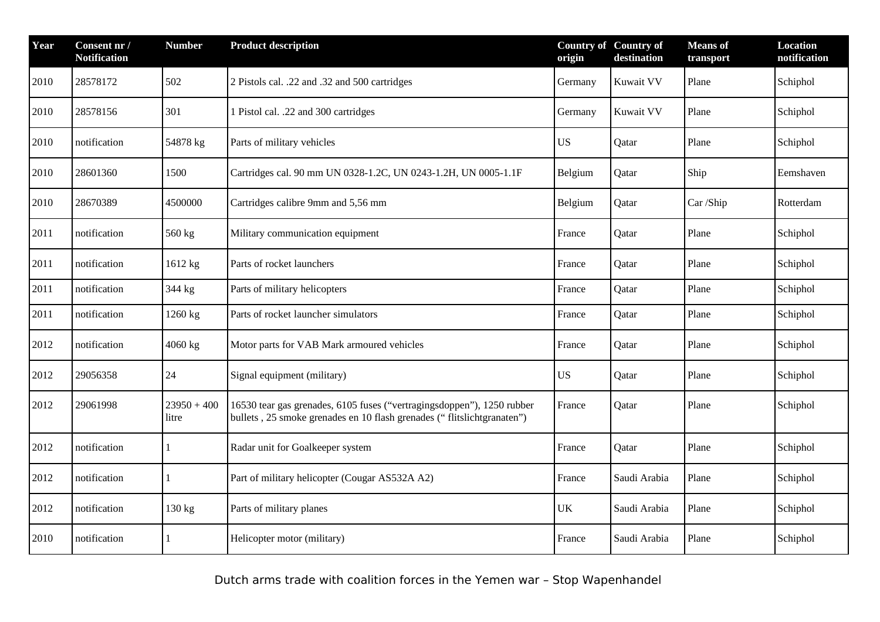| Year | Consent nr / Notification | Number | Product description | Country of origin | Country of destination | Means of transport | Location notification |
|---|---|---|---|---|---|---|---|
| 2010 | 28578172 | 502 | 2 Pistols cal. .22 and .32 and 500 cartridges | Germany | Kuwait VV | Plane | Schiphol |
| 2010 | 28578156 | 301 | 1 Pistol cal. .22 and 300 cartridges | Germany | Kuwait VV | Plane | Schiphol |
| 2010 | notification | 54878 kg | Parts of military vehicles | US | Qatar | Plane | Schiphol |
| 2010 | 28601360 | 1500 | Cartridges cal. 90 mm UN 0328-1.2C, UN 0243-1.2H, UN 0005-1.1F | Belgium | Qatar | Ship | Eemshaven |
| 2010 | 28670389 | 4500000 | Cartridges calibre 9mm and 5,56 mm | Belgium | Qatar | Car /Ship | Rotterdam |
| 2011 | notification | 560 kg | Military communication equipment | France | Qatar | Plane | Schiphol |
| 2011 | notification | 1612 kg | Parts of rocket launchers | France | Qatar | Plane | Schiphol |
| 2011 | notification | 344 kg | Parts of military helicopters | France | Qatar | Plane | Schiphol |
| 2011 | notification | 1260 kg | Parts of rocket launcher simulators | France | Qatar | Plane | Schiphol |
| 2012 | notification | 4060 kg | Motor parts for VAB Mark armoured vehicles | France | Qatar | Plane | Schiphol |
| 2012 | 29056358 | 24 | Signal equipment (military) | US | Qatar | Plane | Schiphol |
| 2012 | 29061998 | 23950 + 400 litre | 16530 tear gas grenades, 6105 fuses ("vertragingsdoppen"), 1250 rubber bullets , 25 smoke grenades en 10 flash grenades (" flitslichtgranaten") | France | Qatar | Plane | Schiphol |
| 2012 | notification | 1 | Radar unit for Goalkeeper system | France | Qatar | Plane | Schiphol |
| 2012 | notification | 1 | Part of military helicopter (Cougar AS532A A2) | France | Saudi Arabia | Plane | Schiphol |
| 2012 | notification | 130 kg | Parts of military planes | UK | Saudi Arabia | Plane | Schiphol |
| 2010 | notification | 1 | Helicopter motor (military) | France | Saudi Arabia | Plane | Schiphol |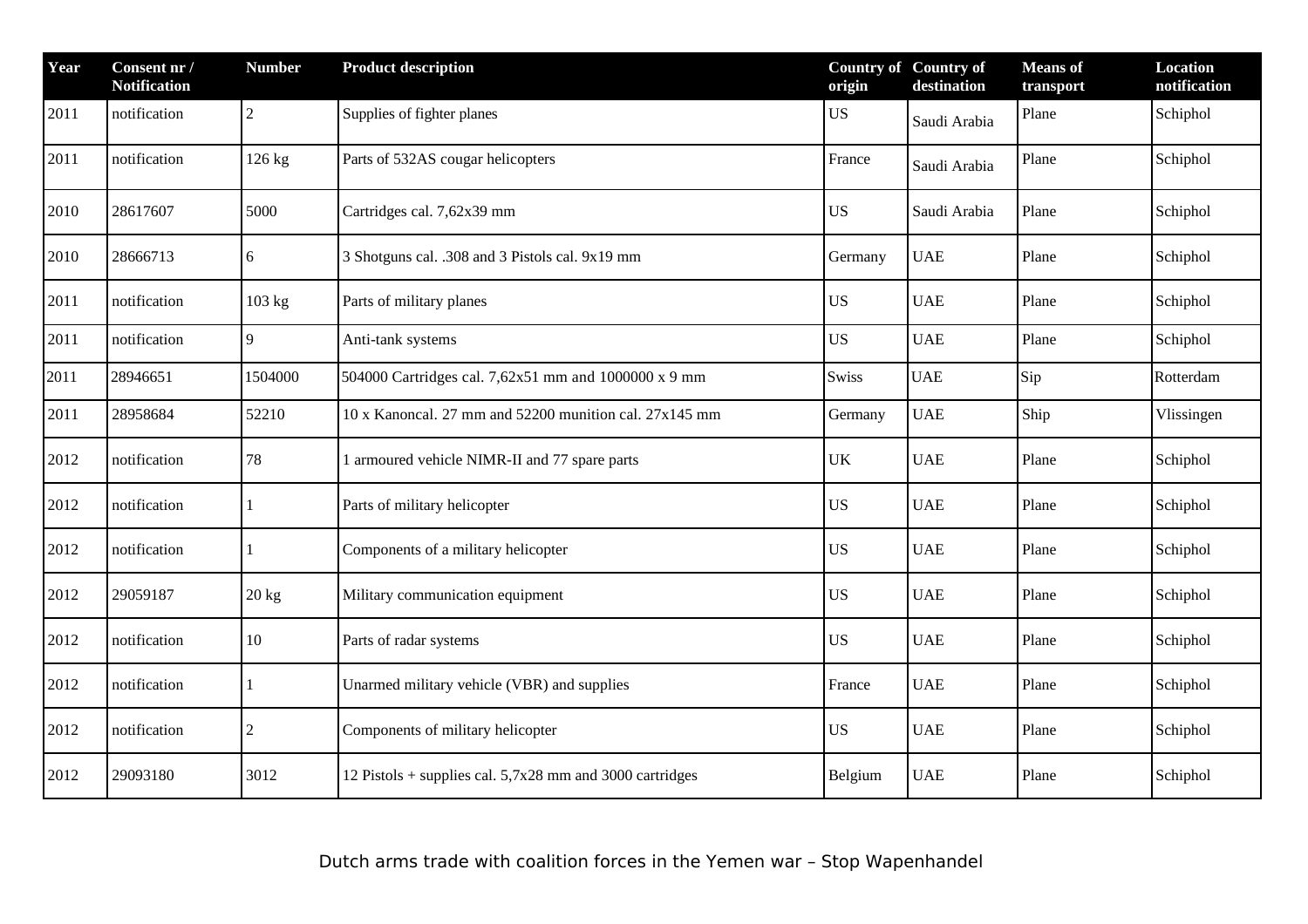| Year | Consent nr / Notification | Number | Product description | Country of origin | Country of destination | Means of transport | Location notification |
|---|---|---|---|---|---|---|---|
| 2011 | notification | 2 | Supplies of fighter planes | US | Saudi Arabia | Plane | Schiphol |
| 2011 | notification | 126 kg | Parts of 532AS cougar helicopters | France | Saudi Arabia | Plane | Schiphol |
| 2010 | 28617607 | 5000 | Cartridges cal. 7,62x39 mm | US | Saudi Arabia | Plane | Schiphol |
| 2010 | 28666713 | 6 | 3 Shotguns cal. .308 and 3 Pistols cal. 9x19 mm | Germany | UAE | Plane | Schiphol |
| 2011 | notification | 103 kg | Parts of military planes | US | UAE | Plane | Schiphol |
| 2011 | notification | 9 | Anti-tank systems | US | UAE | Plane | Schiphol |
| 2011 | 28946651 | 1504000 | 504000 Cartridges cal. 7,62x51 mm and 1000000 x 9 mm | Swiss | UAE | Sip | Rotterdam |
| 2011 | 28958684 | 52210 | 10 x Kanoncal. 27 mm and 52200 munition cal. 27x145 mm | Germany | UAE | Ship | Vlissingen |
| 2012 | notification | 78 | 1 armoured vehicle NIMR-II and 77 spare parts | UK | UAE | Plane | Schiphol |
| 2012 | notification | 1 | Parts of military helicopter | US | UAE | Plane | Schiphol |
| 2012 | notification | 1 | Components of a military helicopter | US | UAE | Plane | Schiphol |
| 2012 | 29059187 | 20 kg | Military communication equipment | US | UAE | Plane | Schiphol |
| 2012 | notification | 10 | Parts of radar systems | US | UAE | Plane | Schiphol |
| 2012 | notification | 1 | Unarmed military vehicle (VBR) and supplies | France | UAE | Plane | Schiphol |
| 2012 | notification | 2 | Components of military helicopter | US | UAE | Plane | Schiphol |
| 2012 | 29093180 | 3012 | 12 Pistols + supplies cal. 5,7x28 mm and 3000 cartridges | Belgium | UAE | Plane | Schiphol |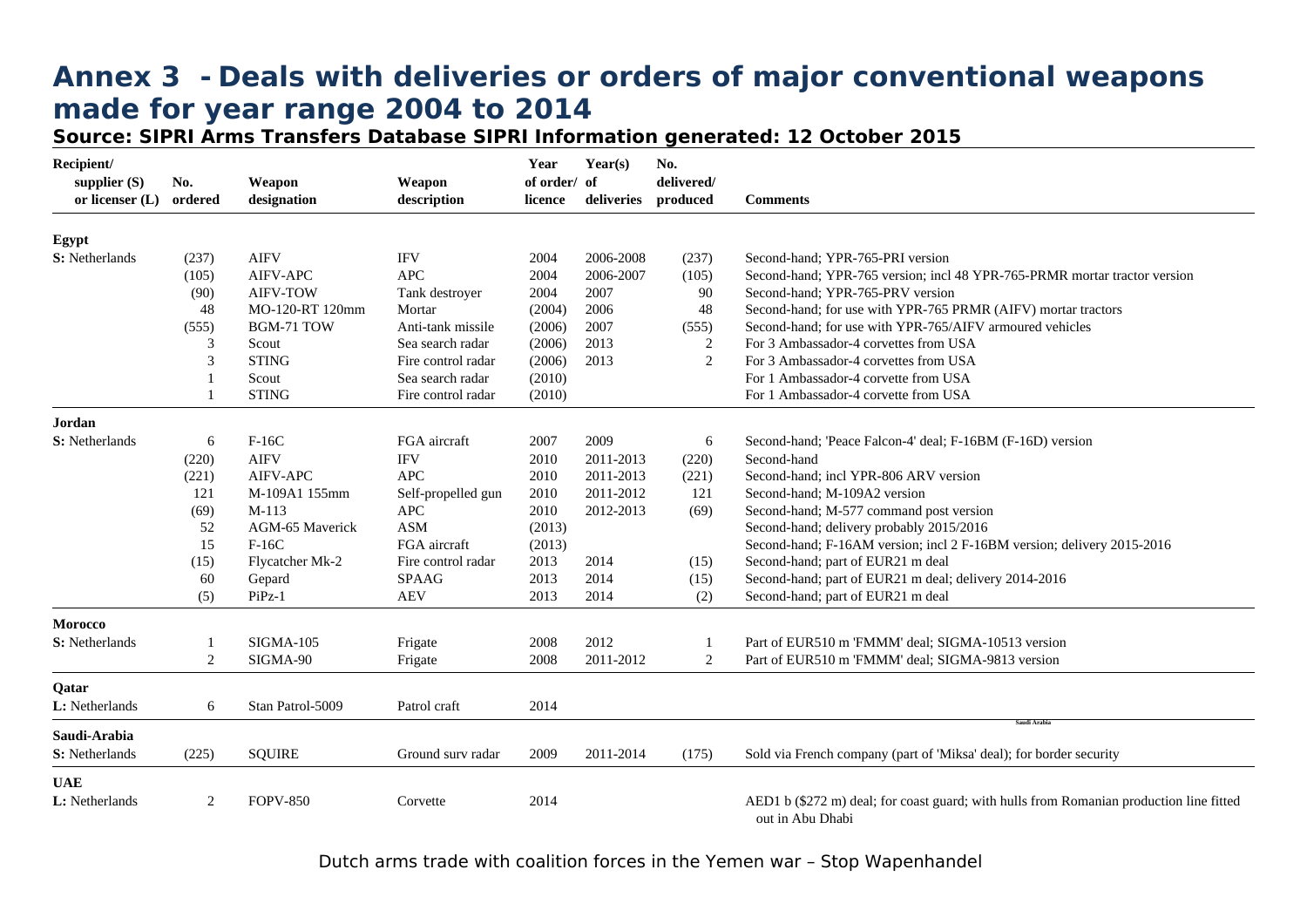# Annex 3 - Deals with deliveries or orders of major conventional weapons made for year range 2004 to 2014

**Source: SIPRI Arms Transfers Database SIPRI Information generated: 12 October 2015**

| Recipient/ supplier (S) or licenser (L) | No. ordered | Weapon designation | Weapon description | Year of order/ licence | Year(s) of deliveries | No. delivered/ produced | Comments |
|---|---|---|---|---|---|---|---|
| **Egypt** | | | | | | | |
| **S:** Netherlands | (237) | AIFV | IFV | 2004 | 2006-2008 | (237) | Second-hand; YPR-765-PRI version |
| | (105) | AIFV-APC | APC | 2004 | 2006-2007 | (105) | Second-hand; YPR-765 version; incl 48 YPR-765-PRMR mortar tractor version |
| | (90) | AIFV-TOW | Tank destroyer | 2004 | 2007 | 90 | Second-hand; YPR-765-PRV version |
| | 48 | MO-120-RT 120mm | Mortar | (2004) | 2006 | 48 | Second-hand; for use with YPR-765 PRMR (AIFV) mortar tractors |
| | (555) | BGM-71 TOW | Anti-tank missile | (2006) | 2007 | (555) | Second-hand; for use with YPR-765/AIFV armoured vehicles |
| | 3 | Scout | Sea search radar | (2006) | 2013 | 2 | For 3 Ambassador-4 corvettes from USA |
| | 3 | STING | Fire control radar | (2006) | 2013 | 2 | For 3 Ambassador-4 corvettes from USA |
| | 1 | Scout | Sea search radar | (2010) | | | For 1 Ambassador-4 corvette from USA |
| | 1 | STING | Fire control radar | (2010) | | | For 1 Ambassador-4 corvette from USA |
| **Jordan** | | | | | | | |
| **S:** Netherlands | 6 | F-16C | FGA aircraft | 2007 | 2009 | 6 | Second-hand; 'Peace Falcon-4' deal; F-16BM (F-16D) version |
| | (220) | AIFV | IFV | 2010 | 2011-2013 | (220) | Second-hand |
| | (221) | AIFV-APC | APC | 2010 | 2011-2013 | (221) | Second-hand; incl YPR-806 ARV version |
| | 121 | M-109A1 155mm | Self-propelled gun | 2010 | 2011-2012 | 121 | Second-hand; M-109A2 version |
| | (69) | M-113 | APC | 2010 | 2012-2013 | (69) | Second-hand; M-577 command post version |
| | 52 | AGM-65 Maverick | ASM | (2013) | | | Second-hand; delivery probably 2015/2016 |
| | 15 | F-16C | FGA aircraft | (2013) | | | Second-hand; F-16AM version; incl 2 F-16BM version; delivery 2015-2016 |
| | (15) | Flycatcher Mk-2 | Fire control radar | 2013 | 2014 | (15) | Second-hand; part of EUR21 m deal |
| | 60 | Gepard | SPAAG | 2013 | 2014 | (15) | Second-hand; part of EUR21 m deal; delivery 2014-2016 |
| | (5) | PiPz-1 | AEV | 2013 | 2014 | (2) | Second-hand; part of EUR21 m deal |
| **Morocco** | | | | | | | |
| **S:** Netherlands | 1 | SIGMA-105 | Frigate | 2008 | 2012 | 1 | Part of EUR510 m 'FMMM' deal; SIGMA-10513 version |
| | 2 | SIGMA-90 | Frigate | 2008 | 2011-2012 | 2 | Part of EUR510 m 'FMMM' deal; SIGMA-9813 version |
| **Qatar** | | | | | | | |
| **L:** Netherlands | 6 | Stan Patrol-5009 | Patrol craft | 2014 | | | |
| **Saudi-Arabia** | | | | | | | |
| **S:** Netherlands | (225) | SQUIRE | Ground surv radar | 2009 | 2011-2014 | (175) | Sold via French company (part of 'Miksa' deal); for border security |
| **UAE** | | | | | | | |
| **L:** Netherlands | 2 | FOPV-850 | Corvette | 2014 | | | AED1 b ($272 m) deal; for coast guard; with hulls from Romanian production line fitted out in Abu Dhabi |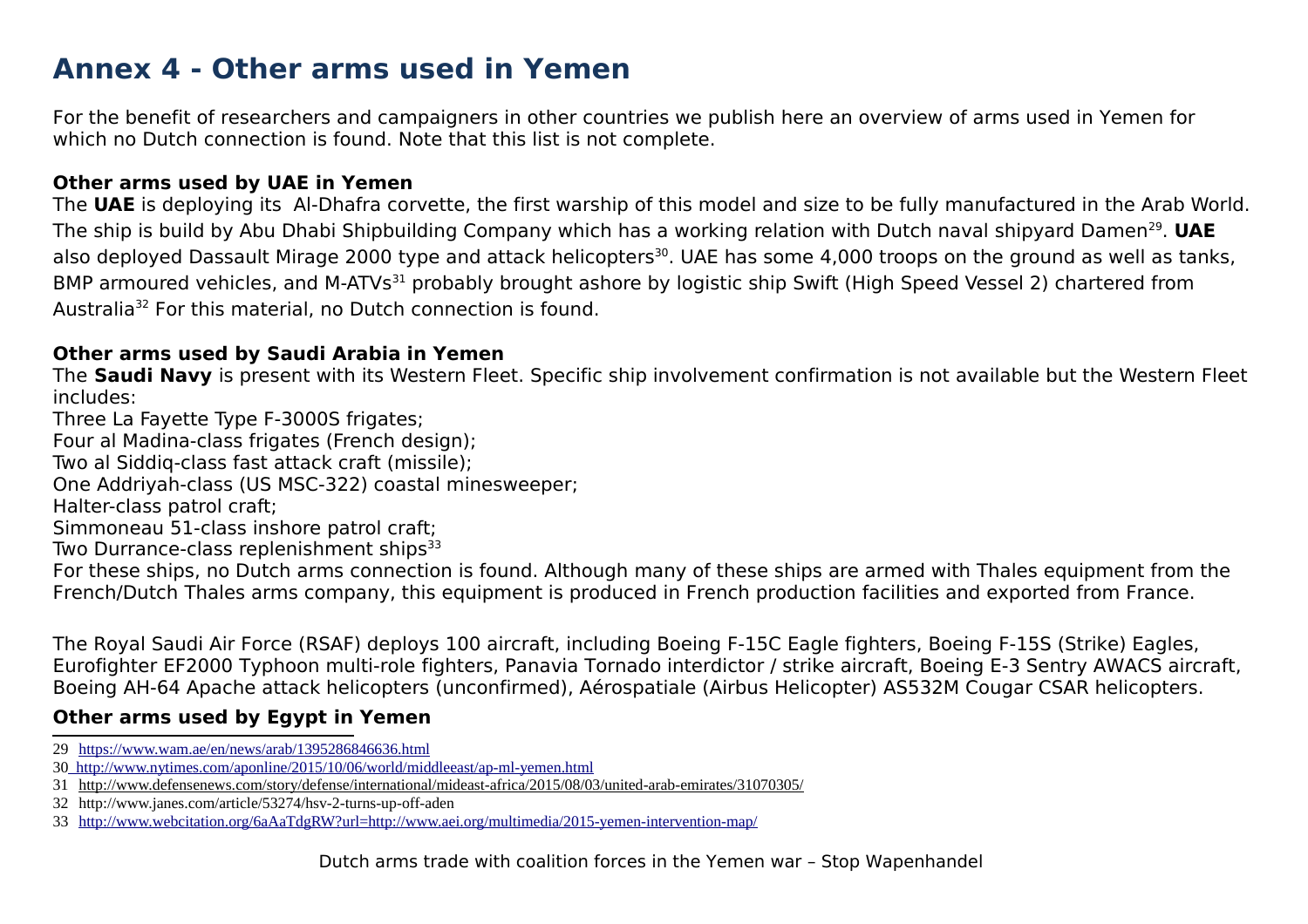# Annex 4 - Other arms used in Yemen

For the benefit of researchers and campaigners in other countries we publish here an overview of arms used in Yemen for which no Dutch connection is found. Note that this list is not complete.

### Other arms used by UAE in Yemen

The **UAE** is deploying its Al-Dhafra corvette, the first warship of this model and size to be fully manufactured in the Arab World. The ship is build by Abu Dhabi Shipbuilding Company which has a working relation with Dutch naval shipyard Damen[29]. **UAE** also deployed Dassault Mirage 2000 type and attack helicopters[30]. UAE has some 4,000 troops on the ground as well as tanks, BMP armoured vehicles, and M-ATVs[31] probably brought ashore by logistic ship Swift (High Speed Vessel 2) chartered from Australia[32] For this material, no Dutch connection is found.

### Other arms used by Saudi Arabia in Yemen

The **Saudi Navy** is present with its Western Fleet. Specific ship involvement confirmation is not available but the Western Fleet includes:

Three La Fayette Type F-3000S frigates;
Four al Madina-class frigates (French design);
Two al Siddiq-class fast attack craft (missile);
One Addriyah-class (US MSC-322) coastal minesweeper;
Halter-class patrol craft;
Simmoneau 51-class inshore patrol craft;
Two Durrance-class replenishment ships[33]

For these ships, no Dutch arms connection is found. Although many of these ships are armed with Thales equipment from the French/Dutch Thales arms company, this equipment is produced in French production facilities and exported from France.

The Royal Saudi Air Force (RSAF) deploys 100 aircraft, including Boeing F-15C Eagle fighters, Boeing F-15S (Strike) Eagles, Eurofighter EF2000 Typhoon multi-role fighters, Panavia Tornado interdictor / strike aircraft, Boeing E-3 Sentry AWACS aircraft, Boeing AH-64 Apache attack helicopters (unconfirmed), Aérospatiale (Airbus Helicopter) AS532M Cougar CSAR helicopters.

### Other arms used by Egypt in Yemen

---

29 https://www.wam.ae/en/news/arab/1395286846636.html

30 http://www.nytimes.com/aponline/2015/10/06/world/middleeast/ap-ml-yemen.html

31 http://www.defensenews.com/story/defense/international/mideast-africa/2015/08/03/united-arab-emirates/31070305/

32 http://www.janes.com/article/53274/hsv-2-turns-up-off-aden

33 http://www.webcitation.org/6aAaTdgRW?url=http://www.aei.org/multimedia/2015-yemen-intervention-map/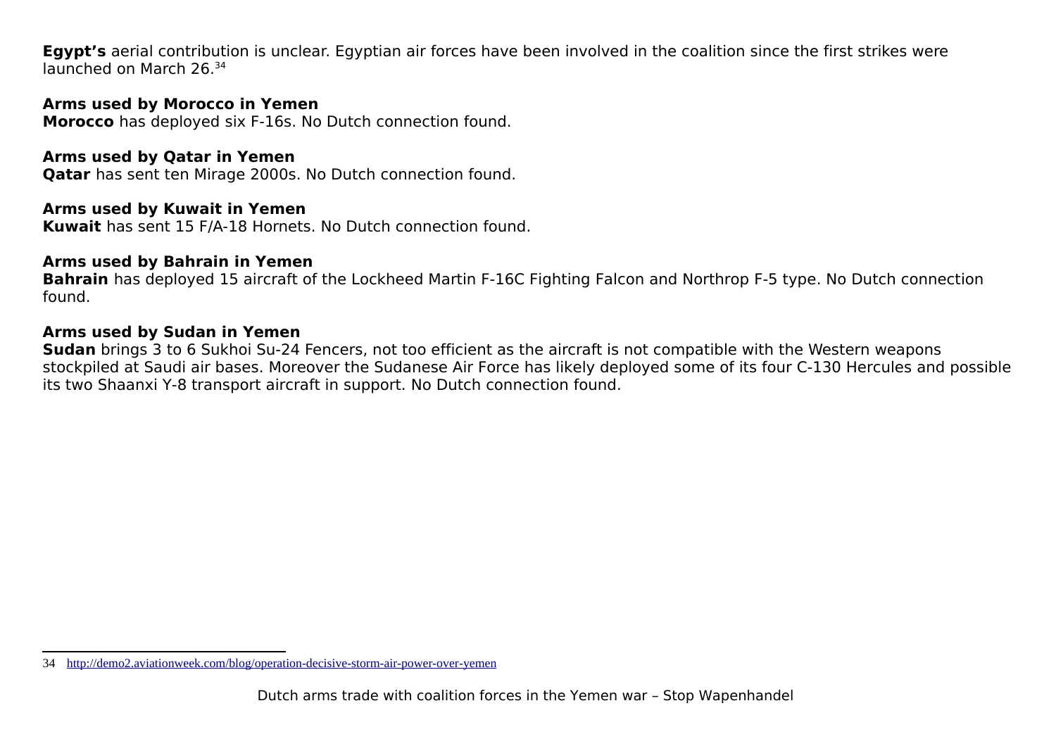**Egypt's** aerial contribution is unclear. Egyptian air forces have been involved in the coalition since the first strikes were launched on March 26.[34]

### Arms used by Morocco in Yemen

**Morocco** has deployed six F-16s. No Dutch connection found.

### Arms used by Qatar in Yemen

**Qatar** has sent ten Mirage 2000s. No Dutch connection found.

### Arms used by Kuwait in Yemen

**Kuwait** has sent 15 F/A-18 Hornets. No Dutch connection found.

### Arms used by Bahrain in Yemen

**Bahrain** has deployed 15 aircraft of the Lockheed Martin F-16C Fighting Falcon and Northrop F-5 type. No Dutch connection found.

### Arms used by Sudan in Yemen

**Sudan** brings 3 to 6 Sukhoi Su-24 Fencers, not too efficient as the aircraft is not compatible with the Western weapons stockpiled at Saudi air bases. Moreover the Sudanese Air Force has likely deployed some of its four C-130 Hercules and possible its two Shaanxi Y-8 transport aircraft in support. No Dutch connection found.

---

34 http://demo2.aviationweek.com/blog/operation-decisive-storm-air-power-over-yemen